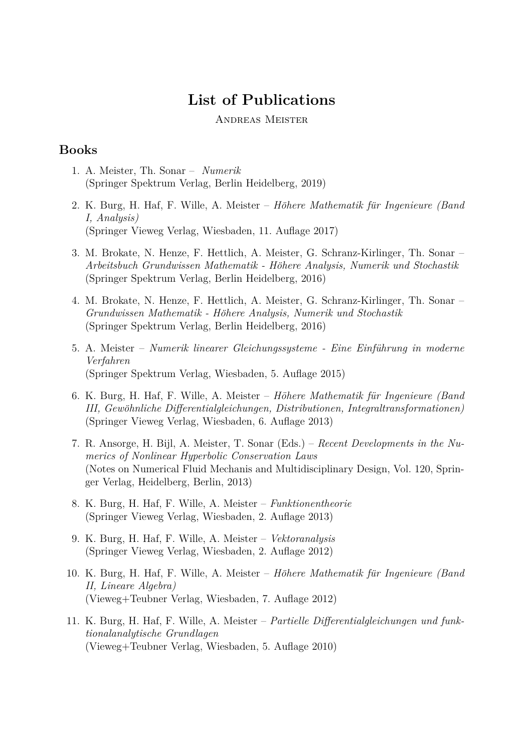# List of Publications

Andreas Meister

## Books

1. A. Meister, Th. Sonar – *Numerik*
(Springer Spektrum Verlag, Berlin Heidelberg, 2019)

2. K. Burg, H. Haf, F. Wille, A. Meister – *Höhere Mathematik für Ingenieure (Band I, Analysis)*
(Springer Vieweg Verlag, Wiesbaden, 11. Auflage 2017)

3. M. Brokate, N. Henze, F. Hettlich, A. Meister, G. Schranz-Kirlinger, Th. Sonar – *Arbeitsbuch Grundwissen Mathematik - Höhere Analysis, Numerik und Stochastik*
(Springer Spektrum Verlag, Berlin Heidelberg, 2016)

4. M. Brokate, N. Henze, F. Hettlich, A. Meister, G. Schranz-Kirlinger, Th. Sonar – *Grundwissen Mathematik - Höhere Analysis, Numerik und Stochastik*
(Springer Spektrum Verlag, Berlin Heidelberg, 2016)

5. A. Meister – *Numerik linearer Gleichungssysteme - Eine Einführung in moderne Verfahren*
(Springer Spektrum Verlag, Wiesbaden, 5. Auflage 2015)

6. K. Burg, H. Haf, F. Wille, A. Meister – *Höhere Mathematik für Ingenieure (Band III, Gewöhnliche Differentialgleichungen, Distributionen, Integraltransformationen)*
(Springer Vieweg Verlag, Wiesbaden, 6. Auflage 2013)

7. R. Ansorge, H. Bijl, A. Meister, T. Sonar (Eds.) – *Recent Developments in the Numerics of Nonlinear Hyperbolic Conservation Laws*
(Notes on Numerical Fluid Mechanis and Multidisciplinary Design, Vol. 120, Springer Verlag, Heidelberg, Berlin, 2013)

8. K. Burg, H. Haf, F. Wille, A. Meister – *Funktionentheorie*
(Springer Vieweg Verlag, Wiesbaden, 2. Auflage 2013)

9. K. Burg, H. Haf, F. Wille, A. Meister – *Vektoranalysis*
(Springer Vieweg Verlag, Wiesbaden, 2. Auflage 2012)

10. K. Burg, H. Haf, F. Wille, A. Meister – *Höhere Mathematik für Ingenieure (Band II, Lineare Algebra)*
(Vieweg+Teubner Verlag, Wiesbaden, 7. Auflage 2012)

11. K. Burg, H. Haf, F. Wille, A. Meister – *Partielle Differentialgleichungen und funktionalanalytische Grundlagen*
(Vieweg+Teubner Verlag, Wiesbaden, 5. Auflage 2010)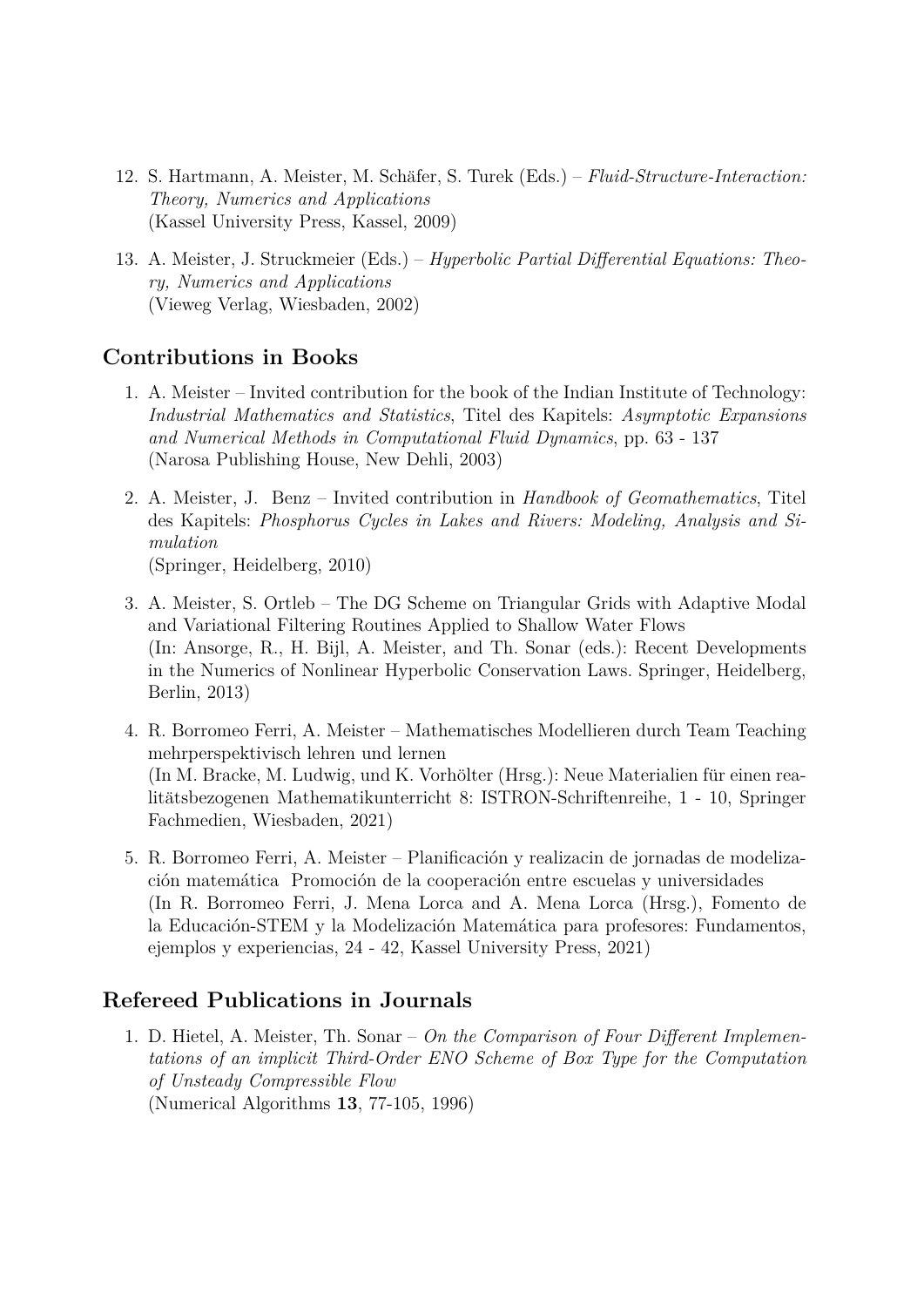12. S. Hartmann, A. Meister, M. Schäfer, S. Turek (Eds.) – *Fluid-Structure-Interaction: Theory, Numerics and Applications*
(Kassel University Press, Kassel, 2009)

13. A. Meister, J. Struckmeier (Eds.) – *Hyperbolic Partial Differential Equations: Theory, Numerics and Applications*
(Vieweg Verlag, Wiesbaden, 2002)

## Contributions in Books

1. A. Meister – Invited contribution for the book of the Indian Institute of Technology: *Industrial Mathematics and Statistics*, Titel des Kapitels: *Asymptotic Expansions and Numerical Methods in Computational Fluid Dynamics*, pp. 63 - 137
(Narosa Publishing House, New Dehli, 2003)

2. A. Meister, J. Benz – Invited contribution in *Handbook of Geomathematics*, Titel des Kapitels: *Phosphorus Cycles in Lakes and Rivers: Modeling, Analysis and Simulation*
(Springer, Heidelberg, 2010)

3. A. Meister, S. Ortleb – The DG Scheme on Triangular Grids with Adaptive Modal and Variational Filtering Routines Applied to Shallow Water Flows
(In: Ansorge, R., H. Bijl, A. Meister, and Th. Sonar (eds.): Recent Developments in the Numerics of Nonlinear Hyperbolic Conservation Laws. Springer, Heidelberg, Berlin, 2013)

4. R. Borromeo Ferri, A. Meister – Mathematisches Modellieren durch Team Teaching mehrperspektivisch lehren und lernen
(In M. Bracke, M. Ludwig, und K. Vorhölter (Hrsg.): Neue Materialien für einen realitätsbezogenen Mathematikunterricht 8: ISTRON-Schriftenreihe, 1 - 10, Springer Fachmedien, Wiesbaden, 2021)

5. R. Borromeo Ferri, A. Meister – Planificación y realizacin de jornadas de modelización matemática Promoción de la cooperación entre escuelas y universidades
(In R. Borromeo Ferri, J. Mena Lorca and A. Mena Lorca (Hrsg.), Fomento de la Educación-STEM y la Modelización Matemática para profesores: Fundamentos, ejemplos y experiencias, 24 - 42, Kassel University Press, 2021)

## Refereed Publications in Journals

1. D. Hietel, A. Meister, Th. Sonar – *On the Comparison of Four Different Implementations of an implicit Third-Order ENO Scheme of Box Type for the Computation of Unsteady Compressible Flow*
(Numerical Algorithms **13**, 77-105, 1996)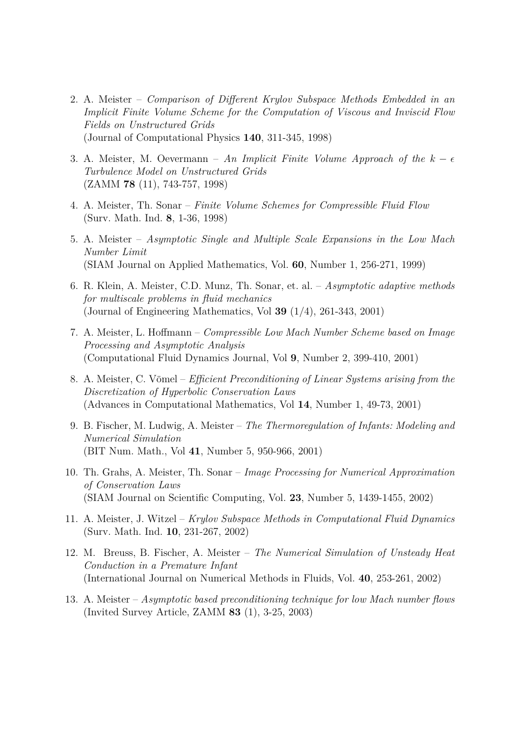2. A. Meister – *Comparison of Different Krylov Subspace Methods Embedded in an Implicit Finite Volume Scheme for the Computation of Viscous and Inviscid Flow Fields on Unstructured Grids*
(Journal of Computational Physics **140**, 311-345, 1998)

3. A. Meister, M. Oevermann – *An Implicit Finite Volume Approach of the $k - \epsilon$ Turbulence Model on Unstructured Grids*
(ZAMM **78** (11), 743-757, 1998)

4. A. Meister, Th. Sonar – *Finite Volume Schemes for Compressible Fluid Flow*
(Surv. Math. Ind. **8**, 1-36, 1998)

5. A. Meister – *Asymptotic Single and Multiple Scale Expansions in the Low Mach Number Limit*
(SIAM Journal on Applied Mathematics, Vol. **60**, Number 1, 256-271, 1999)

6. R. Klein, A. Meister, C.D. Munz, Th. Sonar, et. al. – *Asymptotic adaptive methods for multiscale problems in fluid mechanics*
(Journal of Engineering Mathematics, Vol **39** (1/4), 261-343, 2001)

7. A. Meister, L. Hoffmann – *Compressible Low Mach Number Scheme based on Image Processing and Asymptotic Analysis*
(Computational Fluid Dynamics Journal, Vol **9**, Number 2, 399-410, 2001)

8. A. Meister, C. Vömel – *Efficient Preconditioning of Linear Systems arising from the Discretization of Hyperbolic Conservation Laws*
(Advances in Computational Mathematics, Vol **14**, Number 1, 49-73, 2001)

9. B. Fischer, M. Ludwig, A. Meister – *The Thermoregulation of Infants: Modeling and Numerical Simulation*
(BIT Num. Math., Vol **41**, Number 5, 950-966, 2001)

10. Th. Grahs, A. Meister, Th. Sonar – *Image Processing for Numerical Approximation of Conservation Laws*
(SIAM Journal on Scientific Computing, Vol. **23**, Number 5, 1439-1455, 2002)

11. A. Meister, J. Witzel – *Krylov Subspace Methods in Computational Fluid Dynamics*
(Surv. Math. Ind. **10**, 231-267, 2002)

12. M. Breuss, B. Fischer, A. Meister – *The Numerical Simulation of Unsteady Heat Conduction in a Premature Infant*
(International Journal on Numerical Methods in Fluids, Vol. **40**, 253-261, 2002)

13. A. Meister – *Asymptotic based preconditioning technique for low Mach number flows*
(Invited Survey Article, ZAMM **83** (1), 3-25, 2003)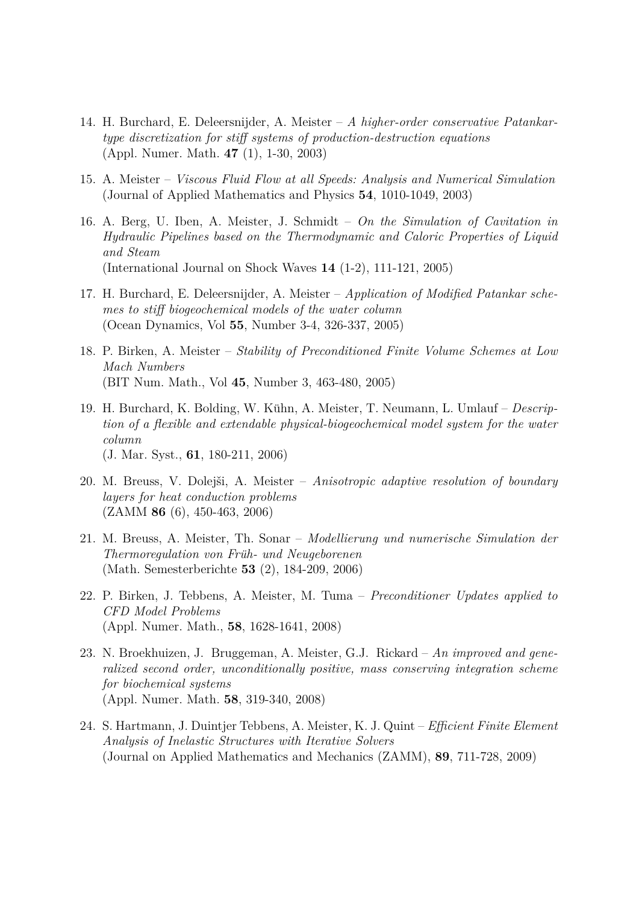14. H. Burchard, E. Deleersnijder, A. Meister – *A higher-order conservative Patankar-type discretization for stiff systems of production-destruction equations*
(Appl. Numer. Math. **47** (1), 1-30, 2003)

15. A. Meister – *Viscous Fluid Flow at all Speeds: Analysis and Numerical Simulation*
(Journal of Applied Mathematics and Physics **54**, 1010-1049, 2003)

16. A. Berg, U. Iben, A. Meister, J. Schmidt – *On the Simulation of Cavitation in Hydraulic Pipelines based on the Thermodynamic and Caloric Properties of Liquid and Steam*
(International Journal on Shock Waves **14** (1-2), 111-121, 2005)

17. H. Burchard, E. Deleersnijder, A. Meister – *Application of Modified Patankar schemes to stiff biogeochemical models of the water column*
(Ocean Dynamics, Vol **55**, Number 3-4, 326-337, 2005)

18. P. Birken, A. Meister – *Stability of Preconditioned Finite Volume Schemes at Low Mach Numbers*
(BIT Num. Math., Vol **45**, Number 3, 463-480, 2005)

19. H. Burchard, K. Bolding, W. Kühn, A. Meister, T. Neumann, L. Umlauf – *Description of a flexible and extendable physical-biogeochemical model system for the water column*
(J. Mar. Syst., **61**, 180-211, 2006)

20. M. Breuss, V. Dolejši, A. Meister – *Anisotropic adaptive resolution of boundary layers for heat conduction problems*
(ZAMM **86** (6), 450-463, 2006)

21. M. Breuss, A. Meister, Th. Sonar – *Modellierung und numerische Simulation der Thermoregulation von Früh- und Neugeborenen*
(Math. Semesterberichte **53** (2), 184-209, 2006)

22. P. Birken, J. Tebbens, A. Meister, M. Tuma – *Preconditioner Updates applied to CFD Model Problems*
(Appl. Numer. Math., **58**, 1628-1641, 2008)

23. N. Broekhuizen, J. Bruggeman, A. Meister, G.J. Rickard – *An improved and generalized second order, unconditionally positive, mass conserving integration scheme for biochemical systems*
(Appl. Numer. Math. **58**, 319-340, 2008)

24. S. Hartmann, J. Duintjer Tebbens, A. Meister, K. J. Quint – *Efficient Finite Element Analysis of Inelastic Structures with Iterative Solvers*
(Journal on Applied Mathematics and Mechanics (ZAMM), **89**, 711-728, 2009)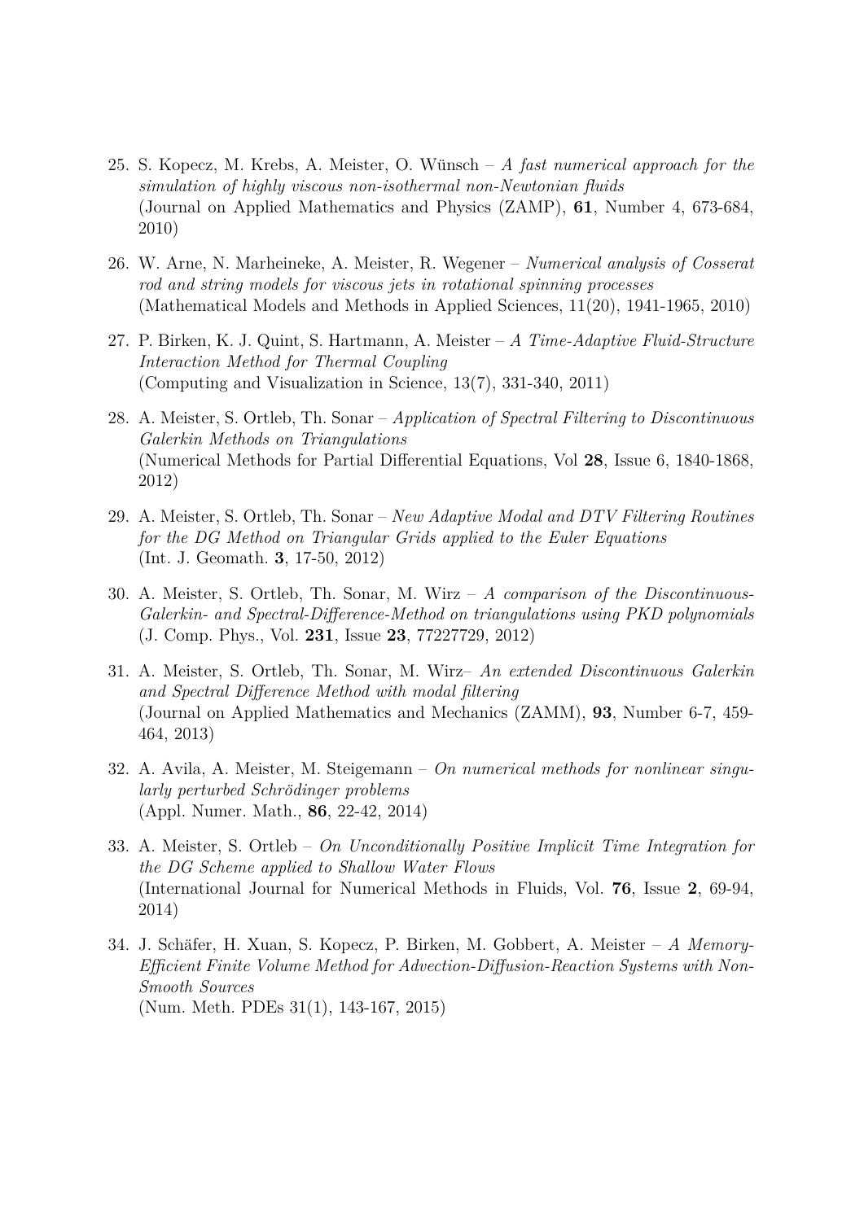25. S. Kopecz, M. Krebs, A. Meister, O. Wünsch – *A fast numerical approach for the simulation of highly viscous non-isothermal non-Newtonian fluids* (Journal on Applied Mathematics and Physics (ZAMP), **61**, Number 4, 673-684, 2010)

26. W. Arne, N. Marheineke, A. Meister, R. Wegener – *Numerical analysis of Cosserat rod and string models for viscous jets in rotational spinning processes* (Mathematical Models and Methods in Applied Sciences, 11(20), 1941-1965, 2010)

27. P. Birken, K. J. Quint, S. Hartmann, A. Meister – *A Time-Adaptive Fluid-Structure Interaction Method for Thermal Coupling* (Computing and Visualization in Science, 13(7), 331-340, 2011)

28. A. Meister, S. Ortleb, Th. Sonar – *Application of Spectral Filtering to Discontinuous Galerkin Methods on Triangulations* (Numerical Methods for Partial Differential Equations, Vol **28**, Issue 6, 1840-1868, 2012)

29. A. Meister, S. Ortleb, Th. Sonar – *New Adaptive Modal and DTV Filtering Routines for the DG Method on Triangular Grids applied to the Euler Equations* (Int. J. Geomath. **3**, 17-50, 2012)

30. A. Meister, S. Ortleb, Th. Sonar, M. Wirz – *A comparison of the Discontinuous-Galerkin- and Spectral-Difference-Method on triangulations using PKD polynomials* (J. Comp. Phys., Vol. **231**, Issue **23**, 77227729, 2012)

31. A. Meister, S. Ortleb, Th. Sonar, M. Wirz– *An extended Discontinuous Galerkin and Spectral Difference Method with modal filtering* (Journal on Applied Mathematics and Mechanics (ZAMM), **93**, Number 6-7, 459-464, 2013)

32. A. Avila, A. Meister, M. Steigemann – *On numerical methods for nonlinear singularly perturbed Schrödinger problems* (Appl. Numer. Math., **86**, 22-42, 2014)

33. A. Meister, S. Ortleb – *On Unconditionally Positive Implicit Time Integration for the DG Scheme applied to Shallow Water Flows* (International Journal for Numerical Methods in Fluids, Vol. **76**, Issue **2**, 69-94, 2014)

34. J. Schäfer, H. Xuan, S. Kopecz, P. Birken, M. Gobbert, A. Meister – *A Memory-Efficient Finite Volume Method for Advection-Diffusion-Reaction Systems with Non-Smooth Sources* (Num. Meth. PDEs 31(1), 143-167, 2015)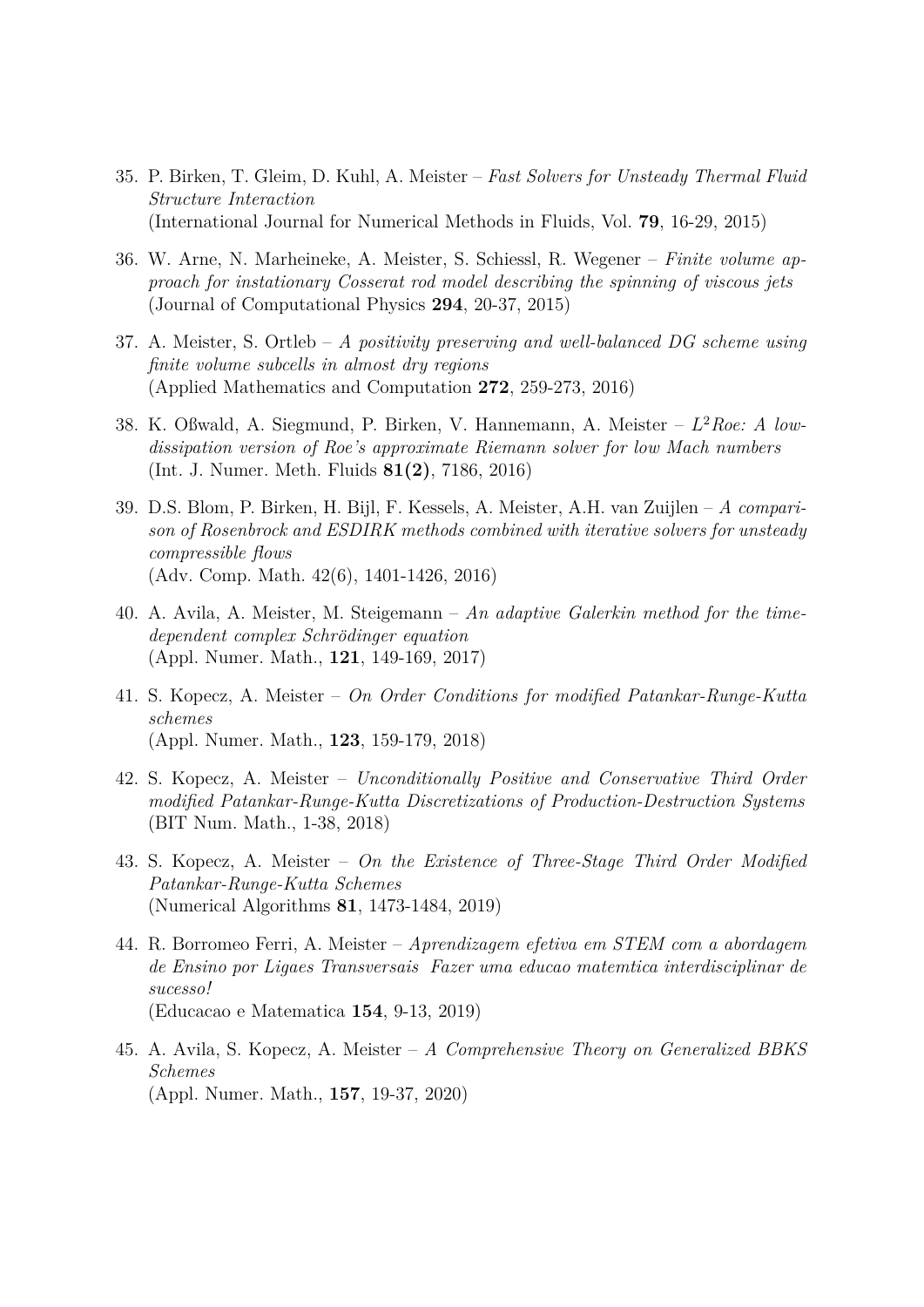35. P. Birken, T. Gleim, D. Kuhl, A. Meister – *Fast Solvers for Unsteady Thermal Fluid Structure Interaction*
(International Journal for Numerical Methods in Fluids, Vol. **79**, 16-29, 2015)

36. W. Arne, N. Marheineke, A. Meister, S. Schiessl, R. Wegener – *Finite volume approach for instationary Cosserat rod model describing the spinning of viscous jets*
(Journal of Computational Physics **294**, 20-37, 2015)

37. A. Meister, S. Ortleb – *A positivity preserving and well-balanced DG scheme using finite volume subcells in almost dry regions*
(Applied Mathematics and Computation **272**, 259-273, 2016)

38. K. Oßwald, A. Siegmund, P. Birken, V. Hannemann, A. Meister – *$L^2$Roe: A low-dissipation version of Roe's approximate Riemann solver for low Mach numbers*
(Int. J. Numer. Meth. Fluids **81(2)**, 7186, 2016)

39. D.S. Blom, P. Birken, H. Bijl, F. Kessels, A. Meister, A.H. van Zuijlen – *A comparison of Rosenbrock and ESDIRK methods combined with iterative solvers for unsteady compressible flows*
(Adv. Comp. Math. 42(6), 1401-1426, 2016)

40. A. Avila, A. Meister, M. Steigemann – *An adaptive Galerkin method for the time-dependent complex Schrödinger equation*
(Appl. Numer. Math., **121**, 149-169, 2017)

41. S. Kopecz, A. Meister – *On Order Conditions for modified Patankar-Runge-Kutta schemes*
(Appl. Numer. Math., **123**, 159-179, 2018)

42. S. Kopecz, A. Meister – *Unconditionally Positive and Conservative Third Order modified Patankar-Runge-Kutta Discretizations of Production-Destruction Systems*
(BIT Num. Math., 1-38, 2018)

43. S. Kopecz, A. Meister – *On the Existence of Three-Stage Third Order Modified Patankar-Runge-Kutta Schemes*
(Numerical Algorithms **81**, 1473-1484, 2019)

44. R. Borromeo Ferri, A. Meister – *Aprendizagem efetiva em STEM com a abordagem de Ensino por Ligaes Transversais Fazer uma educao matemtica interdisciplinar de sucesso!*
(Educacao e Matematica **154**, 9-13, 2019)

45. A. Avila, S. Kopecz, A. Meister – *A Comprehensive Theory on Generalized BBKS Schemes*
(Appl. Numer. Math., **157**, 19-37, 2020)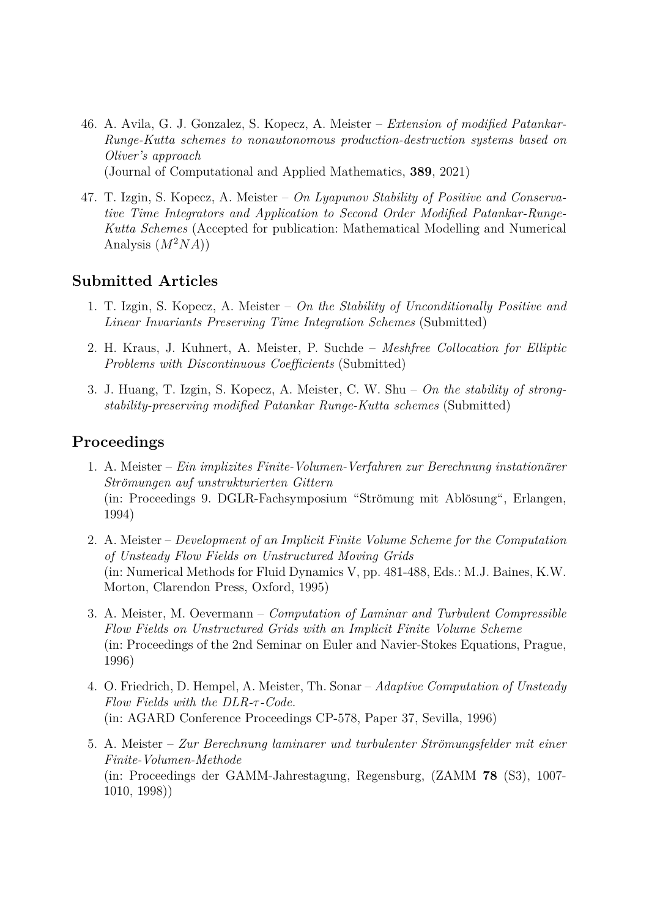46. A. Avila, G. J. Gonzalez, S. Kopecz, A. Meister – *Extension of modified Patankar-Runge-Kutta schemes to nonautonomous production-destruction systems based on Oliver's approach*
(Journal of Computational and Applied Mathematics, **389**, 2021)

47. T. Izgin, S. Kopecz, A. Meister – *On Lyapunov Stability of Positive and Conservative Time Integrators and Application to Second Order Modified Patankar-Runge-Kutta Schemes* (Accepted for publication: Mathematical Modelling and Numerical Analysis ($M^2NA$))

## Submitted Articles

1. T. Izgin, S. Kopecz, A. Meister – *On the Stability of Unconditionally Positive and Linear Invariants Preserving Time Integration Schemes* (Submitted)

2. H. Kraus, J. Kuhnert, A. Meister, P. Suchde – *Meshfree Collocation for Elliptic Problems with Discontinuous Coefficients* (Submitted)

3. J. Huang, T. Izgin, S. Kopecz, A. Meister, C. W. Shu – *On the stability of strong-stability-preserving modified Patankar Runge-Kutta schemes* (Submitted)

## Proceedings

1. A. Meister – *Ein implizites Finite-Volumen-Verfahren zur Berechnung instationärer Strömungen auf unstrukturierten Gittern*
(in: Proceedings 9. DGLR-Fachsymposium "Strömung mit Ablösung", Erlangen, 1994)

2. A. Meister – *Development of an Implicit Finite Volume Scheme for the Computation of Unsteady Flow Fields on Unstructured Moving Grids*
(in: Numerical Methods for Fluid Dynamics V, pp. 481-488, Eds.: M.J. Baines, K.W. Morton, Clarendon Press, Oxford, 1995)

3. A. Meister, M. Oevermann – *Computation of Laminar and Turbulent Compressible Flow Fields on Unstructured Grids with an Implicit Finite Volume Scheme*
(in: Proceedings of the 2nd Seminar on Euler and Navier-Stokes Equations, Prague, 1996)

4. O. Friedrich, D. Hempel, A. Meister, Th. Sonar – *Adaptive Computation of Unsteady Flow Fields with the DLR-$\tau$-Code.*
(in: AGARD Conference Proceedings CP-578, Paper 37, Sevilla, 1996)

5. A. Meister – *Zur Berechnung laminarer und turbulenter Strömungsfelder mit einer Finite-Volumen-Methode*
(in: Proceedings der GAMM-Jahrestagung, Regensburg, (ZAMM **78** (S3), 1007-1010, 1998))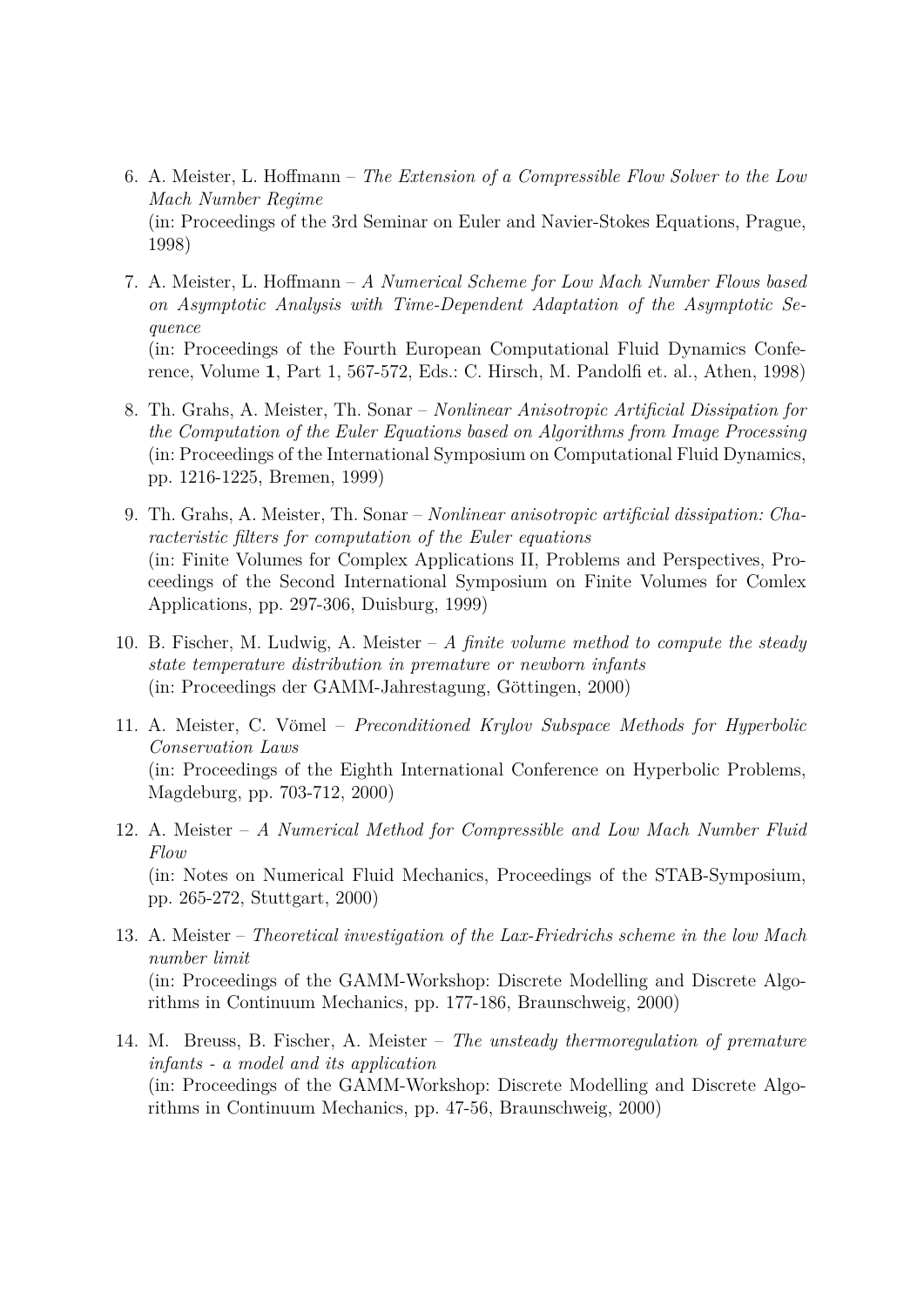6. A. Meister, L. Hoffmann – *The Extension of a Compressible Flow Solver to the Low Mach Number Regime*
   (in: Proceedings of the 3rd Seminar on Euler and Navier-Stokes Equations, Prague, 1998)

7. A. Meister, L. Hoffmann – *A Numerical Scheme for Low Mach Number Flows based on Asymptotic Analysis with Time-Dependent Adaptation of the Asymptotic Sequence*
   (in: Proceedings of the Fourth European Computational Fluid Dynamics Conference, Volume **1**, Part 1, 567-572, Eds.: C. Hirsch, M. Pandolfi et. al., Athen, 1998)

8. Th. Grahs, A. Meister, Th. Sonar – *Nonlinear Anisotropic Artificial Dissipation for the Computation of the Euler Equations based on Algorithms from Image Processing*
   (in: Proceedings of the International Symposium on Computational Fluid Dynamics, pp. 1216-1225, Bremen, 1999)

9. Th. Grahs, A. Meister, Th. Sonar – *Nonlinear anisotropic artificial dissipation: Characteristic filters for computation of the Euler equations*
   (in: Finite Volumes for Complex Applications II, Problems and Perspectives, Proceedings of the Second International Symposium on Finite Volumes for Comlex Applications, pp. 297-306, Duisburg, 1999)

10. B. Fischer, M. Ludwig, A. Meister – *A finite volume method to compute the steady state temperature distribution in premature or newborn infants*
    (in: Proceedings der GAMM-Jahrestagung, Göttingen, 2000)

11. A. Meister, C. Vömel – *Preconditioned Krylov Subspace Methods for Hyperbolic Conservation Laws*
    (in: Proceedings of the Eighth International Conference on Hyperbolic Problems, Magdeburg, pp. 703-712, 2000)

12. A. Meister – *A Numerical Method for Compressible and Low Mach Number Fluid Flow*
    (in: Notes on Numerical Fluid Mechanics, Proceedings of the STAB-Symposium, pp. 265-272, Stuttgart, 2000)

13. A. Meister – *Theoretical investigation of the Lax-Friedrichs scheme in the low Mach number limit*
    (in: Proceedings of the GAMM-Workshop: Discrete Modelling and Discrete Algorithms in Continuum Mechanics, pp. 177-186, Braunschweig, 2000)

14. M. Breuss, B. Fischer, A. Meister – *The unsteady thermoregulation of premature infants - a model and its application*
    (in: Proceedings of the GAMM-Workshop: Discrete Modelling and Discrete Algorithms in Continuum Mechanics, pp. 47-56, Braunschweig, 2000)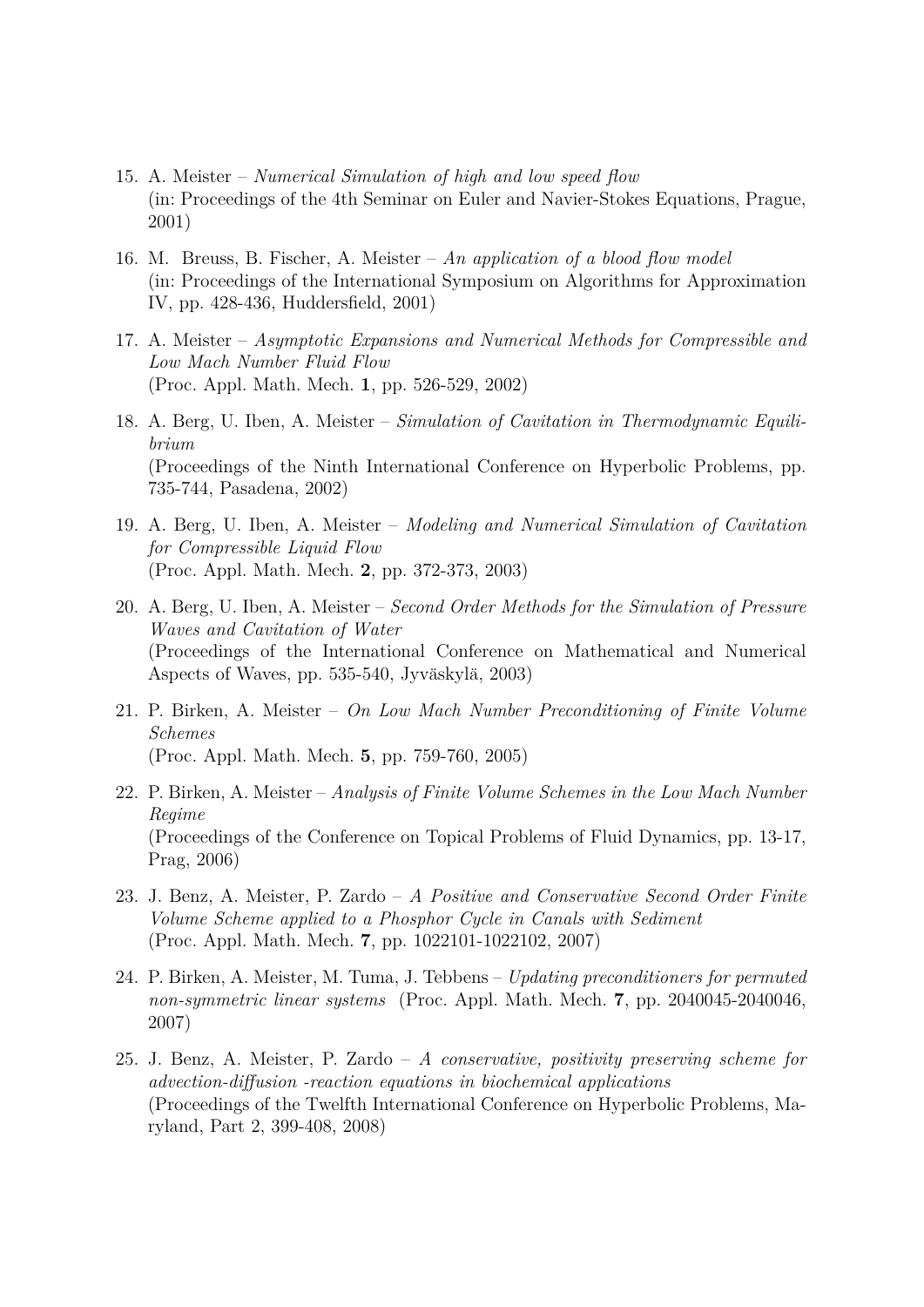15. A. Meister – *Numerical Simulation of high and low speed flow*
(in: Proceedings of the 4th Seminar on Euler and Navier-Stokes Equations, Prague, 2001)

16. M. Breuss, B. Fischer, A. Meister – *An application of a blood flow model*
(in: Proceedings of the International Symposium on Algorithms for Approximation IV, pp. 428-436, Huddersfield, 2001)

17. A. Meister – *Asymptotic Expansions and Numerical Methods for Compressible and Low Mach Number Fluid Flow*
(Proc. Appl. Math. Mech. **1**, pp. 526-529, 2002)

18. A. Berg, U. Iben, A. Meister – *Simulation of Cavitation in Thermodynamic Equilibrium*
(Proceedings of the Ninth International Conference on Hyperbolic Problems, pp. 735-744, Pasadena, 2002)

19. A. Berg, U. Iben, A. Meister – *Modeling and Numerical Simulation of Cavitation for Compressible Liquid Flow*
(Proc. Appl. Math. Mech. **2**, pp. 372-373, 2003)

20. A. Berg, U. Iben, A. Meister – *Second Order Methods for the Simulation of Pressure Waves and Cavitation of Water*
(Proceedings of the International Conference on Mathematical and Numerical Aspects of Waves, pp. 535-540, Jyväskylä, 2003)

21. P. Birken, A. Meister – *On Low Mach Number Preconditioning of Finite Volume Schemes*
(Proc. Appl. Math. Mech. **5**, pp. 759-760, 2005)

22. P. Birken, A. Meister – *Analysis of Finite Volume Schemes in the Low Mach Number Regime*
(Proceedings of the Conference on Topical Problems of Fluid Dynamics, pp. 13-17, Prag, 2006)

23. J. Benz, A. Meister, P. Zardo – *A Positive and Conservative Second Order Finite Volume Scheme applied to a Phosphor Cycle in Canals with Sediment*
(Proc. Appl. Math. Mech. **7**, pp. 1022101-1022102, 2007)

24. P. Birken, A. Meister, M. Tuma, J. Tebbens – *Updating preconditioners for permuted non-symmetric linear systems* (Proc. Appl. Math. Mech. **7**, pp. 2040045-2040046, 2007)

25. J. Benz, A. Meister, P. Zardo – *A conservative, positivity preserving scheme for advection-diffusion -reaction equations in biochemical applications*
(Proceedings of the Twelfth International Conference on Hyperbolic Problems, Maryland, Part 2, 399-408, 2008)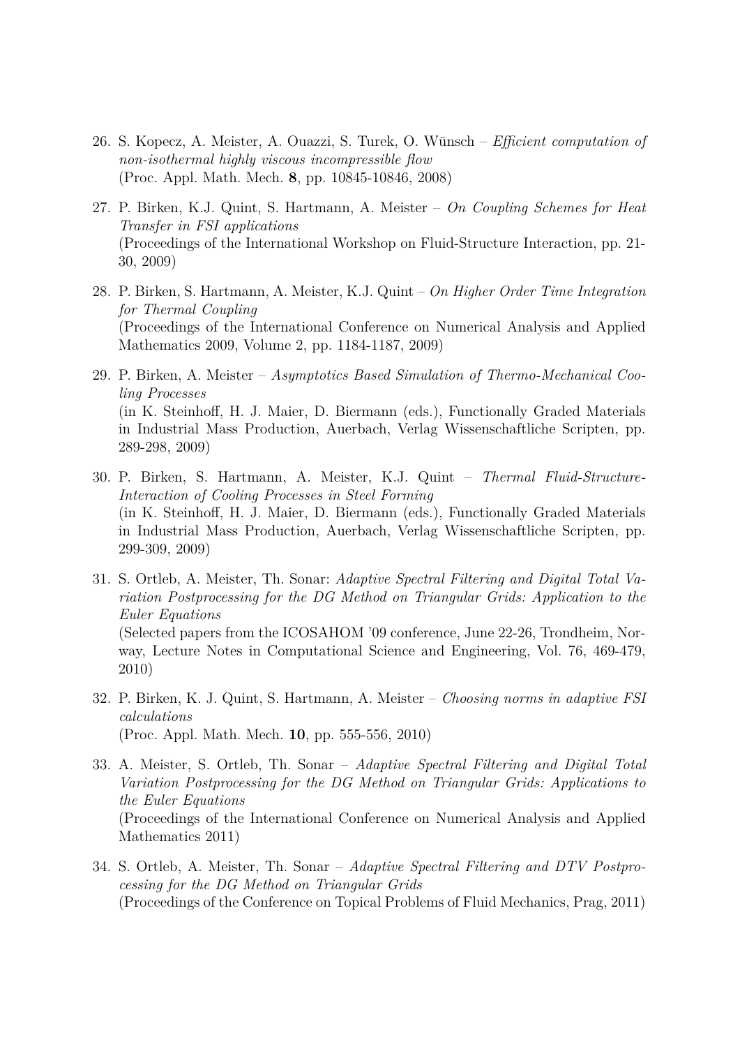26. S. Kopecz, A. Meister, A. Ouazzi, S. Turek, O. Wünsch – *Efficient computation of non-isothermal highly viscous incompressible flow*
(Proc. Appl. Math. Mech. **8**, pp. 10845-10846, 2008)

27. P. Birken, K.J. Quint, S. Hartmann, A. Meister – *On Coupling Schemes for Heat Transfer in FSI applications*
(Proceedings of the International Workshop on Fluid-Structure Interaction, pp. 21-30, 2009)

28. P. Birken, S. Hartmann, A. Meister, K.J. Quint – *On Higher Order Time Integration for Thermal Coupling*
(Proceedings of the International Conference on Numerical Analysis and Applied Mathematics 2009, Volume 2, pp. 1184-1187, 2009)

29. P. Birken, A. Meister – *Asymptotics Based Simulation of Thermo-Mechanical Cooling Processes*
(in K. Steinhoff, H. J. Maier, D. Biermann (eds.), Functionally Graded Materials in Industrial Mass Production, Auerbach, Verlag Wissenschaftliche Scripten, pp. 289-298, 2009)

30. P. Birken, S. Hartmann, A. Meister, K.J. Quint – *Thermal Fluid-Structure-Interaction of Cooling Processes in Steel Forming*
(in K. Steinhoff, H. J. Maier, D. Biermann (eds.), Functionally Graded Materials in Industrial Mass Production, Auerbach, Verlag Wissenschaftliche Scripten, pp. 299-309, 2009)

31. S. Ortleb, A. Meister, Th. Sonar: *Adaptive Spectral Filtering and Digital Total Variation Postprocessing for the DG Method on Triangular Grids: Application to the Euler Equations*
(Selected papers from the ICOSAHOM '09 conference, June 22-26, Trondheim, Norway, Lecture Notes in Computational Science and Engineering, Vol. 76, 469-479, 2010)

32. P. Birken, K. J. Quint, S. Hartmann, A. Meister – *Choosing norms in adaptive FSI calculations*
(Proc. Appl. Math. Mech. **10**, pp. 555-556, 2010)

33. A. Meister, S. Ortleb, Th. Sonar – *Adaptive Spectral Filtering and Digital Total Variation Postprocessing for the DG Method on Triangular Grids: Applications to the Euler Equations*
(Proceedings of the International Conference on Numerical Analysis and Applied Mathematics 2011)

34. S. Ortleb, A. Meister, Th. Sonar – *Adaptive Spectral Filtering and DTV Postprocessing for the DG Method on Triangular Grids*
(Proceedings of the Conference on Topical Problems of Fluid Mechanics, Prag, 2011)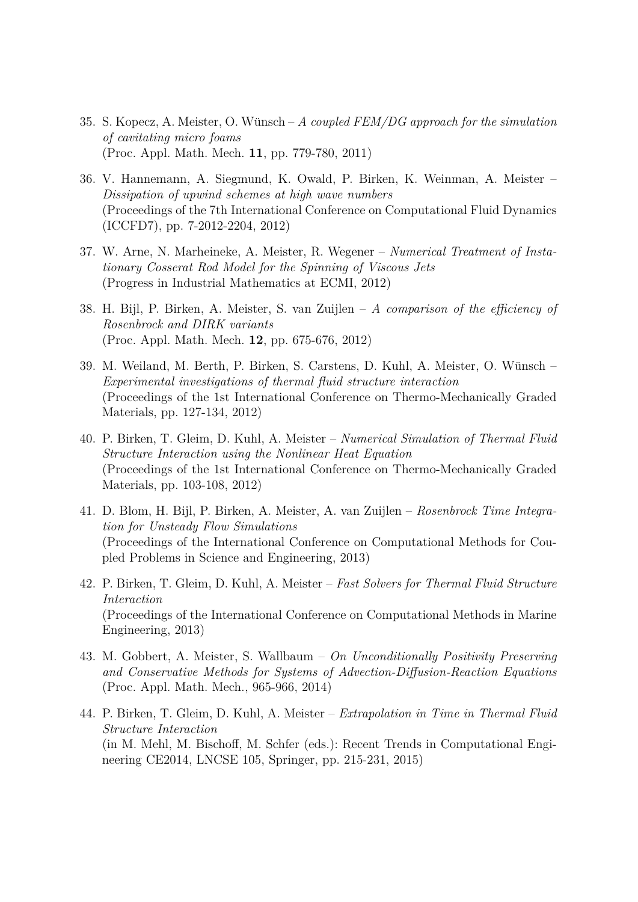35. S. Kopecz, A. Meister, O. Wünsch – *A coupled FEM/DG approach for the simulation of cavitating micro foams*
(Proc. Appl. Math. Mech. **11**, pp. 779-780, 2011)

36. V. Hannemann, A. Siegmund, K. Owald, P. Birken, K. Weinman, A. Meister – *Dissipation of upwind schemes at high wave numbers*
(Proceedings of the 7th International Conference on Computational Fluid Dynamics (ICCFD7), pp. 7-2012-2204, 2012)

37. W. Arne, N. Marheineke, A. Meister, R. Wegener – *Numerical Treatment of Instationary Cosserat Rod Model for the Spinning of Viscous Jets*
(Progress in Industrial Mathematics at ECMI, 2012)

38. H. Bijl, P. Birken, A. Meister, S. van Zuijlen – *A comparison of the efficiency of Rosenbrock and DIRK variants*
(Proc. Appl. Math. Mech. **12**, pp. 675-676, 2012)

39. M. Weiland, M. Berth, P. Birken, S. Carstens, D. Kuhl, A. Meister, O. Wünsch – *Experimental investigations of thermal fluid structure interaction*
(Proceedings of the 1st International Conference on Thermo-Mechanically Graded Materials, pp. 127-134, 2012)

40. P. Birken, T. Gleim, D. Kuhl, A. Meister – *Numerical Simulation of Thermal Fluid Structure Interaction using the Nonlinear Heat Equation*
(Proceedings of the 1st International Conference on Thermo-Mechanically Graded Materials, pp. 103-108, 2012)

41. D. Blom, H. Bijl, P. Birken, A. Meister, A. van Zuijlen – *Rosenbrock Time Integration for Unsteady Flow Simulations*
(Proceedings of the International Conference on Computational Methods for Coupled Problems in Science and Engineering, 2013)

42. P. Birken, T. Gleim, D. Kuhl, A. Meister – *Fast Solvers for Thermal Fluid Structure Interaction*
(Proceedings of the International Conference on Computational Methods in Marine Engineering, 2013)

43. M. Gobbert, A. Meister, S. Wallbaum – *On Unconditionally Positivity Preserving and Conservative Methods for Systems of Advection-Diffusion-Reaction Equations*
(Proc. Appl. Math. Mech., 965-966, 2014)

44. P. Birken, T. Gleim, D. Kuhl, A. Meister – *Extrapolation in Time in Thermal Fluid Structure Interaction*
(in M. Mehl, M. Bischoff, M. Schfer (eds.): Recent Trends in Computational Engineering CE2014, LNCSE 105, Springer, pp. 215-231, 2015)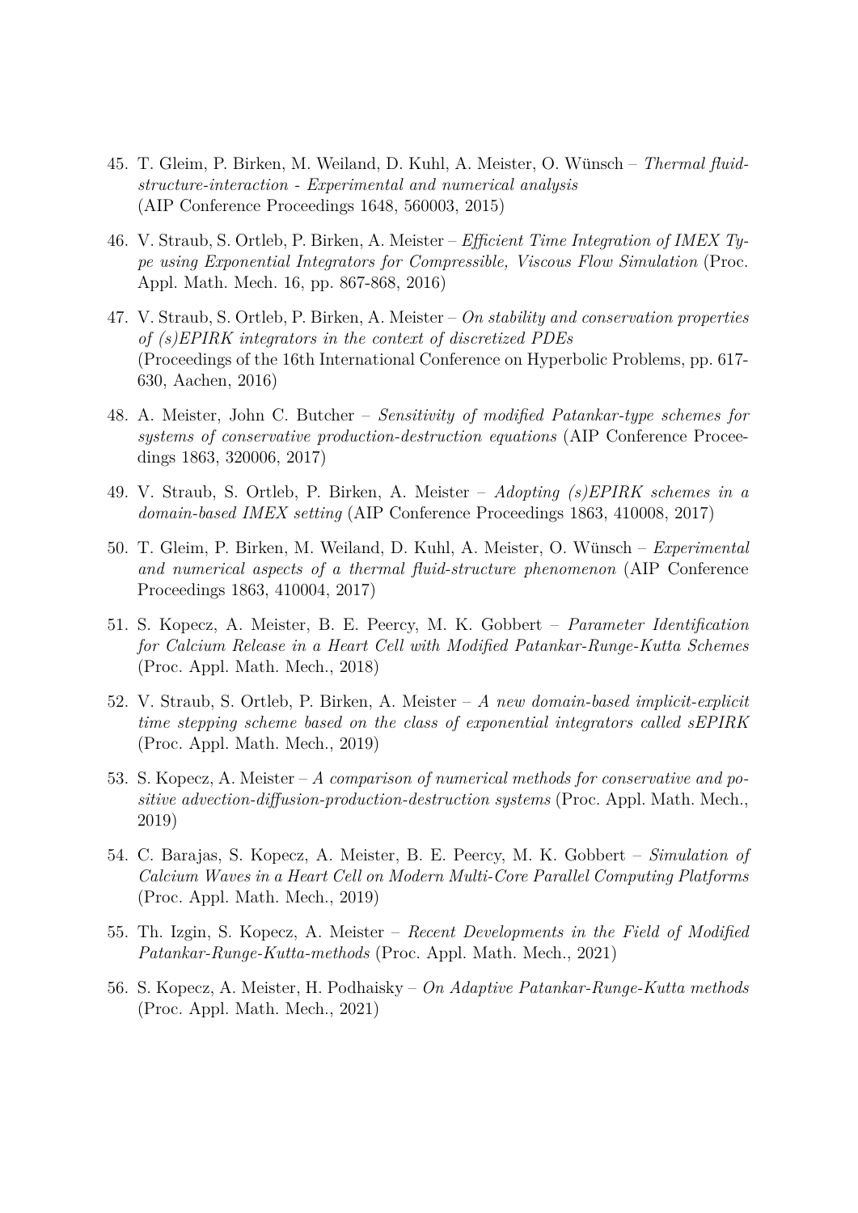45. T. Gleim, P. Birken, M. Weiland, D. Kuhl, A. Meister, O. Wünsch – *Thermal fluid-structure-interaction - Experimental and numerical analysis* (AIP Conference Proceedings 1648, 560003, 2015)

46. V. Straub, S. Ortleb, P. Birken, A. Meister – *Efficient Time Integration of IMEX Type using Exponential Integrators for Compressible, Viscous Flow Simulation* (Proc. Appl. Math. Mech. 16, pp. 867-868, 2016)

47. V. Straub, S. Ortleb, P. Birken, A. Meister – *On stability and conservation properties of (s)EPIRK integrators in the context of discretized PDEs* (Proceedings of the 16th International Conference on Hyperbolic Problems, pp. 617-630, Aachen, 2016)

48. A. Meister, John C. Butcher – *Sensitivity of modified Patankar-type schemes for systems of conservative production-destruction equations* (AIP Conference Proceedings 1863, 320006, 2017)

49. V. Straub, S. Ortleb, P. Birken, A. Meister – *Adopting (s)EPIRK schemes in a domain-based IMEX setting* (AIP Conference Proceedings 1863, 410008, 2017)

50. T. Gleim, P. Birken, M. Weiland, D. Kuhl, A. Meister, O. Wünsch – *Experimental and numerical aspects of a thermal fluid-structure phenomenon* (AIP Conference Proceedings 1863, 410004, 2017)

51. S. Kopecz, A. Meister, B. E. Peercy, M. K. Gobbert – *Parameter Identification for Calcium Release in a Heart Cell with Modified Patankar-Runge-Kutta Schemes* (Proc. Appl. Math. Mech., 2018)

52. V. Straub, S. Ortleb, P. Birken, A. Meister – *A new domain-based implicit-explicit time stepping scheme based on the class of exponential integrators called sEPIRK* (Proc. Appl. Math. Mech., 2019)

53. S. Kopecz, A. Meister – *A comparison of numerical methods for conservative and positive advection-diffusion-production-destruction systems* (Proc. Appl. Math. Mech., 2019)

54. C. Barajas, S. Kopecz, A. Meister, B. E. Peercy, M. K. Gobbert – *Simulation of Calcium Waves in a Heart Cell on Modern Multi-Core Parallel Computing Platforms* (Proc. Appl. Math. Mech., 2019)

55. Th. Izgin, S. Kopecz, A. Meister – *Recent Developments in the Field of Modified Patankar-Runge-Kutta-methods* (Proc. Appl. Math. Mech., 2021)

56. S. Kopecz, A. Meister, H. Podhaisky – *On Adaptive Patankar-Runge-Kutta methods* (Proc. Appl. Math. Mech., 2021)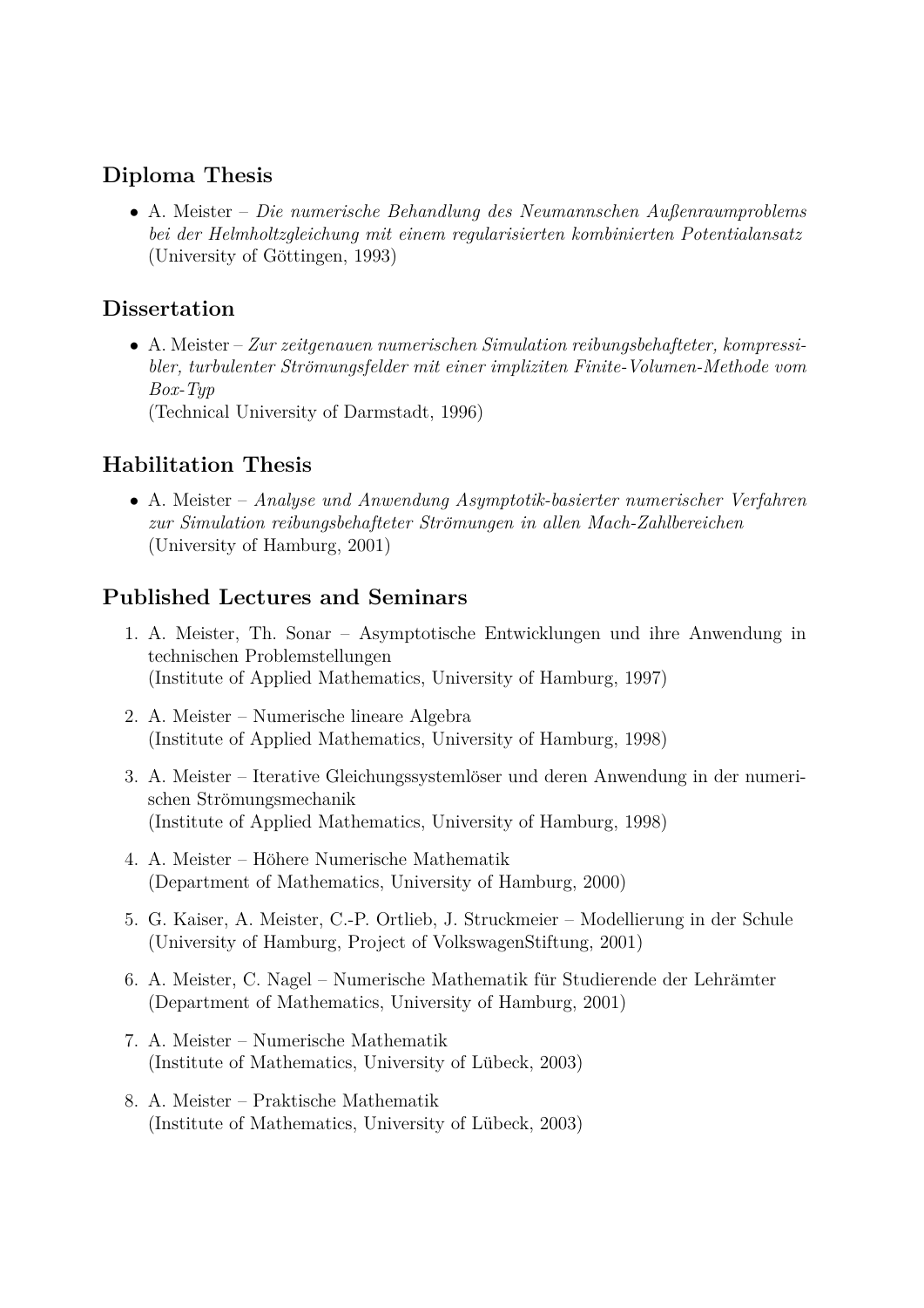## Diploma Thesis

- A. Meister – *Die numerische Behandlung des Neumannschen Außenraumproblems bei der Helmholtzgleichung mit einem regularisierten kombinierten Potentialansatz* (University of Göttingen, 1993)

## Dissertation

- A. Meister – *Zur zeitgenauen numerischen Simulation reibungsbehafteter, kompressibler, turbulenter Strömungsfelder mit einer impliziten Finite-Volumen-Methode vom Box-Typ*
(Technical University of Darmstadt, 1996)

## Habilitation Thesis

- A. Meister – *Analyse und Anwendung Asymptotik-basierter numerischer Verfahren zur Simulation reibungsbehafteter Strömungen in allen Mach-Zahlbereichen* (University of Hamburg, 2001)

## Published Lectures and Seminars

1. A. Meister, Th. Sonar – Asymptotische Entwicklungen und ihre Anwendung in technischen Problemstellungen
(Institute of Applied Mathematics, University of Hamburg, 1997)
2. A. Meister – Numerische lineare Algebra
(Institute of Applied Mathematics, University of Hamburg, 1998)
3. A. Meister – Iterative Gleichungssystemlöser und deren Anwendung in der numerischen Strömungsmechanik
(Institute of Applied Mathematics, University of Hamburg, 1998)
4. A. Meister – Höhere Numerische Mathematik
(Department of Mathematics, University of Hamburg, 2000)
5. G. Kaiser, A. Meister, C.-P. Ortlieb, J. Struckmeier – Modellierung in der Schule
(University of Hamburg, Project of VolkswagenStiftung, 2001)
6. A. Meister, C. Nagel – Numerische Mathematik für Studierende der Lehrämter
(Department of Mathematics, University of Hamburg, 2001)
7. A. Meister – Numerische Mathematik
(Institute of Mathematics, University of Lübeck, 2003)
8. A. Meister – Praktische Mathematik
(Institute of Mathematics, University of Lübeck, 2003)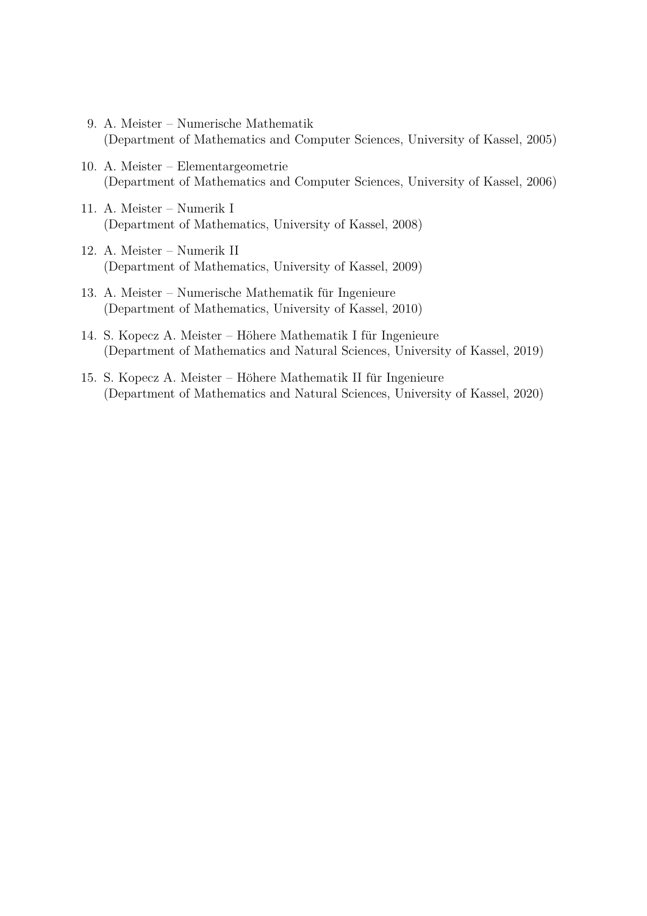9. A. Meister – Numerische Mathematik
   (Department of Mathematics and Computer Sciences, University of Kassel, 2005)

10. A. Meister – Elementargeometrie
    (Department of Mathematics and Computer Sciences, University of Kassel, 2006)

11. A. Meister – Numerik I
    (Department of Mathematics, University of Kassel, 2008)

12. A. Meister – Numerik II
    (Department of Mathematics, University of Kassel, 2009)

13. A. Meister – Numerische Mathematik für Ingenieure
    (Department of Mathematics, University of Kassel, 2010)

14. S. Kopecz A. Meister – Höhere Mathematik I für Ingenieure
    (Department of Mathematics and Natural Sciences, University of Kassel, 2019)

15. S. Kopecz A. Meister – Höhere Mathematik II für Ingenieure
    (Department of Mathematics and Natural Sciences, University of Kassel, 2020)